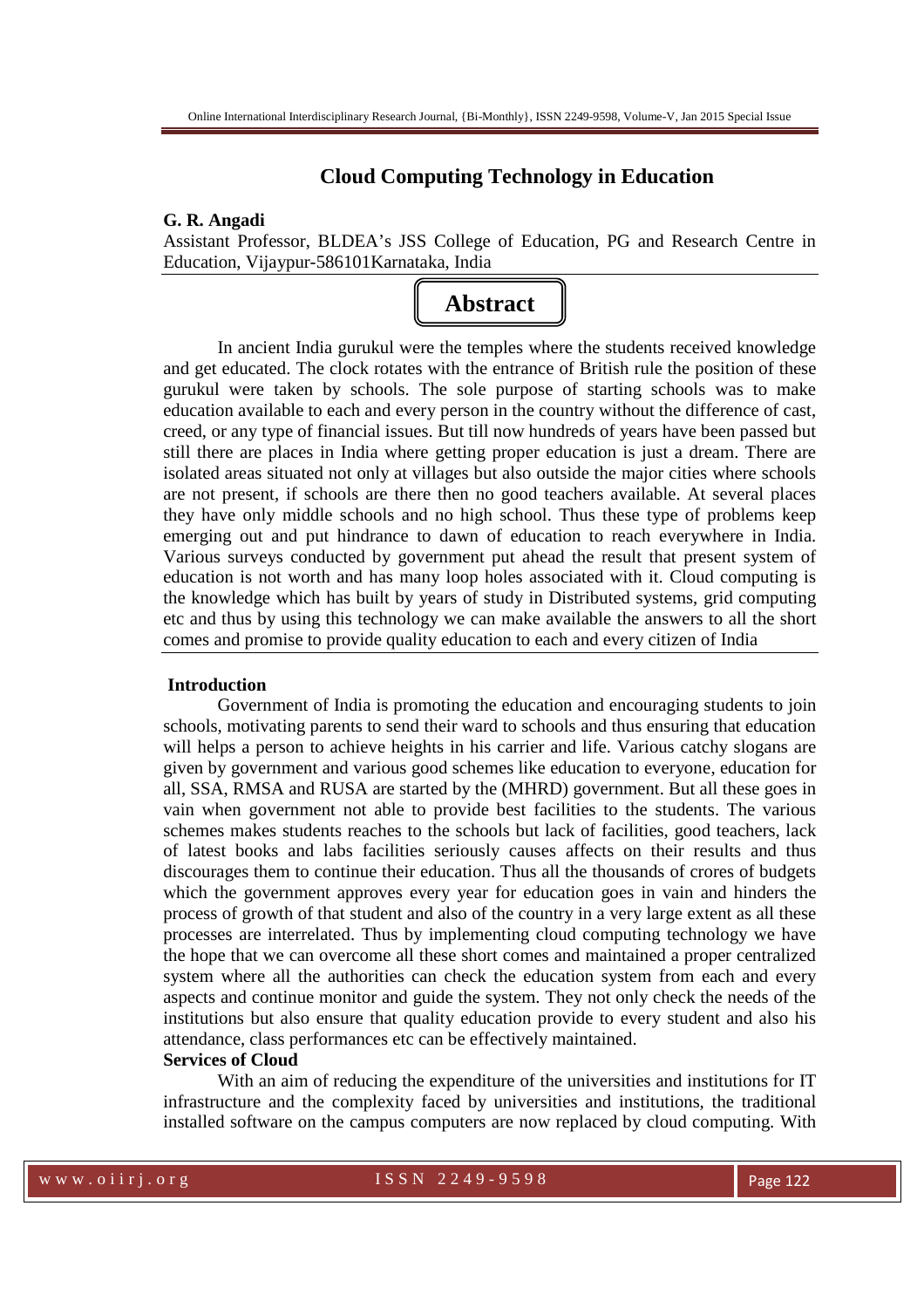# Cloud Computing Technology in Education

**G. R. Angadi**

Assistant Professor, BLDEA's JSS College of Education, PG and Research Centre in Education, Vijaypur-586101Karnataka, India

## Abstract

In ancient India gurukul were the temples where the students received knowledge and get educated. The clock rotates with the entrance of British rule the position of these gurukul were taken by schools. The sole purpose of starting schools was to make education available to each and every person in the country without the difference of cast, creed, or any type of financial issues. But till now hundreds of years have been passed but still there are places in India where getting proper education is just a dream. There are isolated areas situated not only at villages but also outside the major cities where schools are not present, if schools are there then no good teachers available. At several places they have only middle schools and no high school. Thus these type of problems keep emerging out and put hindrance to dawn of education to reach everywhere in India. Various surveys conducted by government put ahead the result that present system of education is not worth and has many loop holes associated with it. Cloud computing is the knowledge which has built by years of study in Distributed systems, grid computing etc and thus by using this technology we can make available the answers to all the short comes and promise to provide quality education to each and every citizen of India

**Introduction**

Government of India is promoting the education and encouraging students to join schools, motivating parents to send their ward to schools and thus ensuring that education will helps a person to achieve heights in his carrier and life. Various catchy slogans are given by government and various good schemes like education to everyone, education for all, SSA, RMSA and RUSA are started by the (MHRD) government. But all these goes in vain when government not able to provide best facilities to the students. The various schemes makes students reaches to the schools but lack of facilities, good teachers, lack of latest books and labs facilities seriously causes affects on their results and thus discourages them to continue their education. Thus all the thousands of crores of budgets which the government approves every year for education goes in vain and hinders the process of growth of that student and also of the country in a very large extent as all these processes are interrelated. Thus by implementing cloud computing technology we have the hope that we can overcome all these short comes and maintained a proper centralized system where all the authorities can check the education system from each and every aspects and continue monitor and guide the system. They not only check the needs of the institutions but also ensure that quality education provide to every student and also his attendance, class performances etc can be effectively maintained.

**Services of Cloud**

With an aim of reducing the expenditure of the universities and institutions for IT infrastructure and the complexity faced by universities and institutions, the traditional installed software on the campus computers are now replaced by cloud computing. With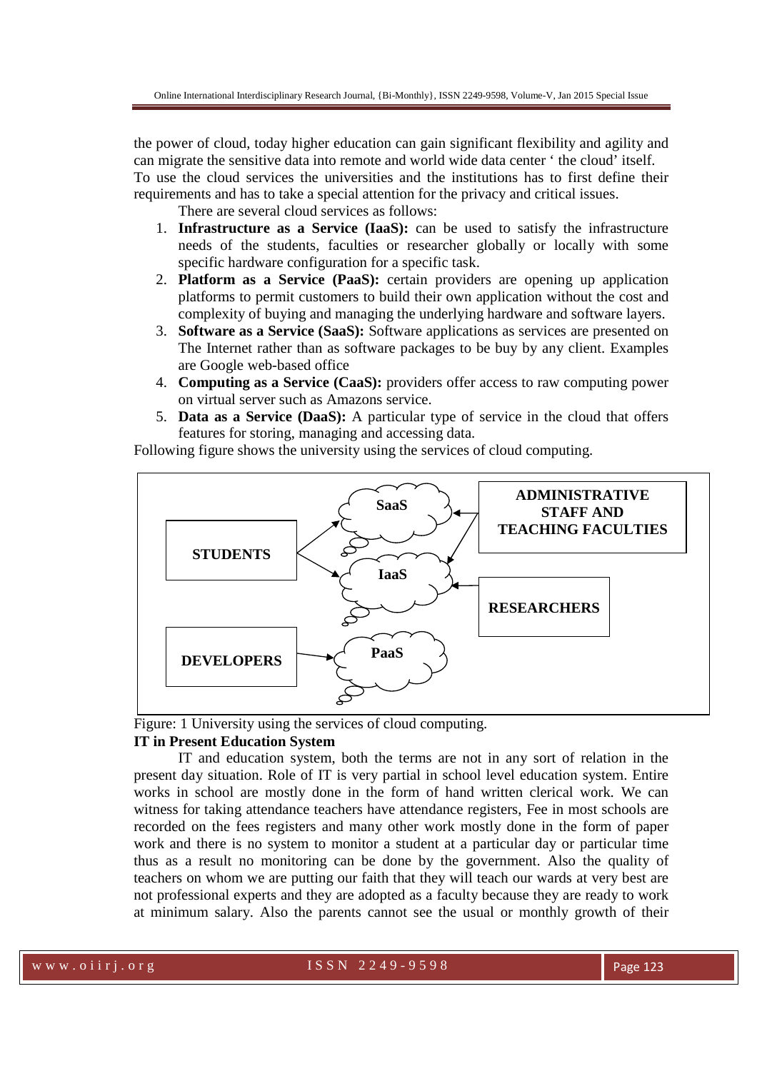the power of cloud, today higher education can gain significant flexibility and agility and can migrate the sensitive data into remote and world wide data center ' the cloud' itself.
To use the cloud services the universities and the institutions has to first define their requirements and has to take a special attention for the privacy and critical issues.

There are several cloud services as follows:

1. **Infrastructure as a Service (IaaS):** can be used to satisfy the infrastructure needs of the students, faculties or researcher globally or locally with some specific hardware configuration for a specific task.
2. **Platform as a Service (PaaS):** certain providers are opening up application platforms to permit customers to build their own application without the cost and complexity of buying and managing the underlying hardware and software layers.
3. **Software as a Service (SaaS):** Software applications as services are presented on The Internet rather than as software packages to be buy by any client. Examples are Google web-based office
4. **Computing as a Service (CaaS):** providers offer access to raw computing power on virtual server such as Amazons service.
5. **Data as a Service (DaaS):** A particular type of service in the cloud that offers features for storing, managing and accessing data.

Following figure shows the university using the services of cloud computing.

STUDENTS → SaaS, IaaS
ADMINISTRATIVE STAFF AND TEACHING FACULTIES → SaaS, IaaS
RESEARCHERS → IaaS
DEVELOPERS → PaaS

Figure: 1 University using the services of cloud computing.

**IT in Present Education System**

IT and education system, both the terms are not in any sort of relation in the present day situation. Role of IT is very partial in school level education system. Entire works in school are mostly done in the form of hand written clerical work. We can witness for taking attendance teachers have attendance registers, Fee in most schools are recorded on the fees registers and many other work mostly done in the form of paper work and there is no system to monitor a student at a particular day or particular time thus as a result no monitoring can be done by the government. Also the quality of teachers on whom we are putting our faith that they will teach our wards at very best are not professional experts and they are adopted as a faculty because they are ready to work at minimum salary. Also the parents cannot see the usual or monthly growth of their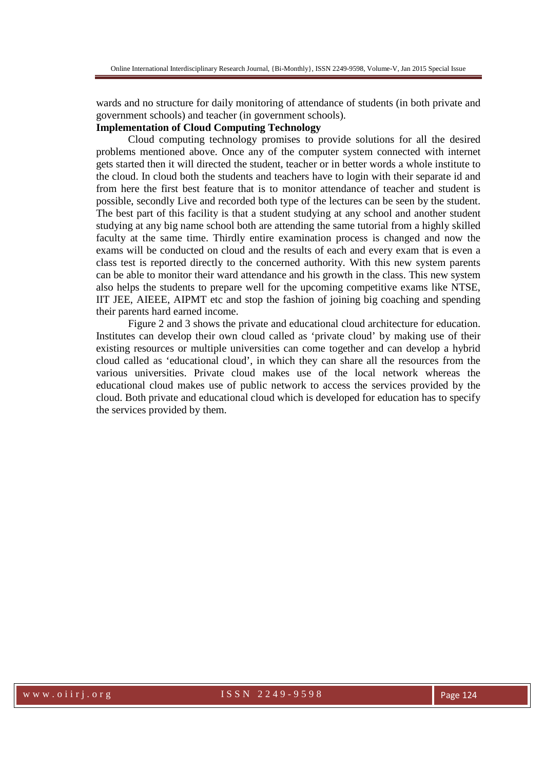wards and no structure for daily monitoring of attendance of students (in both private and government schools) and teacher (in government schools).

**Implementation of Cloud Computing Technology**

Cloud computing technology promises to provide solutions for all the desired problems mentioned above. Once any of the computer system connected with internet gets started then it will directed the student, teacher or in better words a whole institute to the cloud. In cloud both the students and teachers have to login with their separate id and from here the first best feature that is to monitor attendance of teacher and student is possible, secondly Live and recorded both type of the lectures can be seen by the student. The best part of this facility is that a student studying at any school and another student studying at any big name school both are attending the same tutorial from a highly skilled faculty at the same time. Thirdly entire examination process is changed and now the exams will be conducted on cloud and the results of each and every exam that is even a class test is reported directly to the concerned authority. With this new system parents can be able to monitor their ward attendance and his growth in the class. This new system also helps the students to prepare well for the upcoming competitive exams like NTSE, IIT JEE, AIEEE, AIPMT etc and stop the fashion of joining big coaching and spending their parents hard earned income.

Figure 2 and 3 shows the private and educational cloud architecture for education. Institutes can develop their own cloud called as 'private cloud' by making use of their existing resources or multiple universities can come together and can develop a hybrid cloud called as 'educational cloud', in which they can share all the resources from the various universities. Private cloud makes use of the local network whereas the educational cloud makes use of public network to access the services provided by the cloud. Both private and educational cloud which is developed for education has to specify the services provided by them.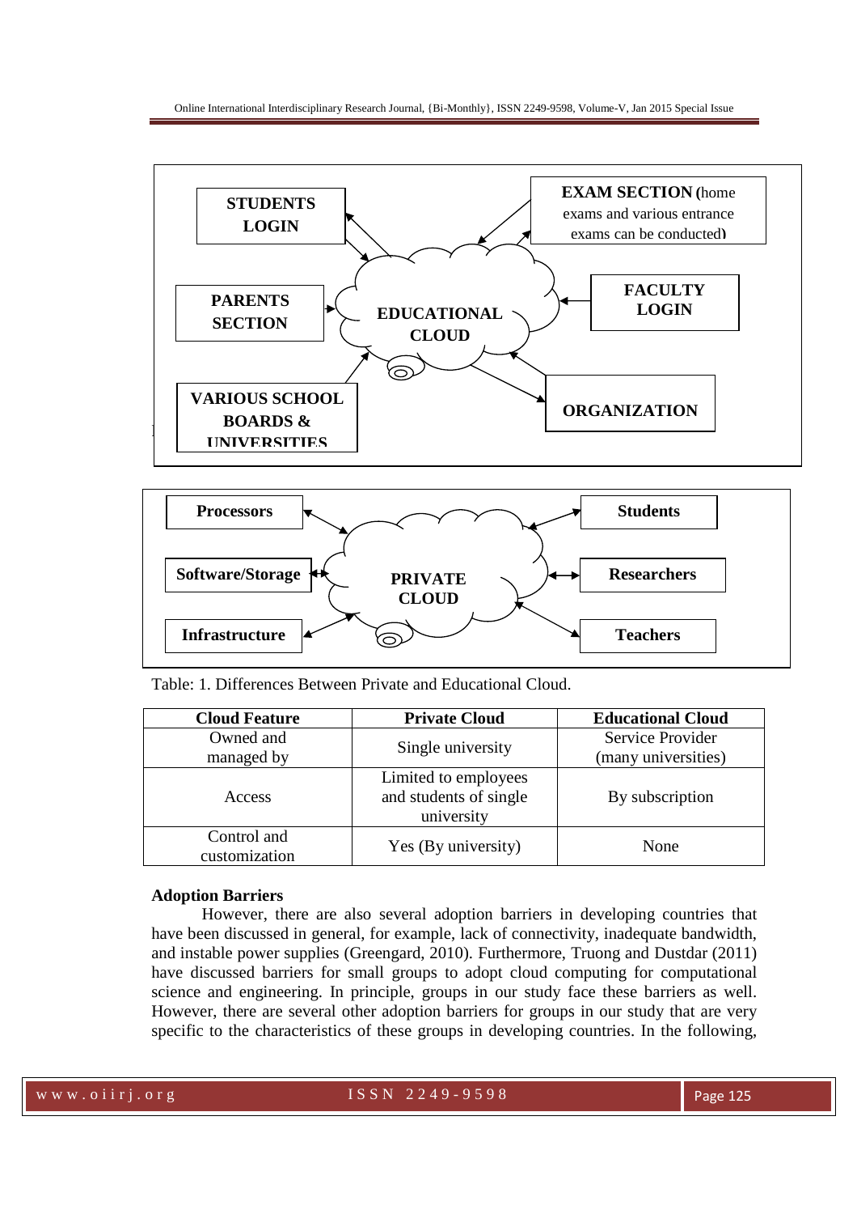Table: 1. Differences Between Private and Educational Cloud.

| Cloud Feature | Private Cloud | Educational Cloud |
|---|---|---|
| Owned and managed by | Single university | Service Provider (many universities) |
| Access | Limited to employees and students of single university | By subscription |
| Control and customization | Yes (By university) | None |

**Adoption Barriers**

However, there are also several adoption barriers in developing countries that have been discussed in general, for example, lack of connectivity, inadequate bandwidth, and instable power supplies (Greengard, 2010). Furthermore, Truong and Dustdar (2011) have discussed barriers for small groups to adopt cloud computing for computational science and engineering. In principle, groups in our study face these barriers as well. However, there are several other adoption barriers for groups in our study that are very specific to the characteristics of these groups in developing countries. In the following,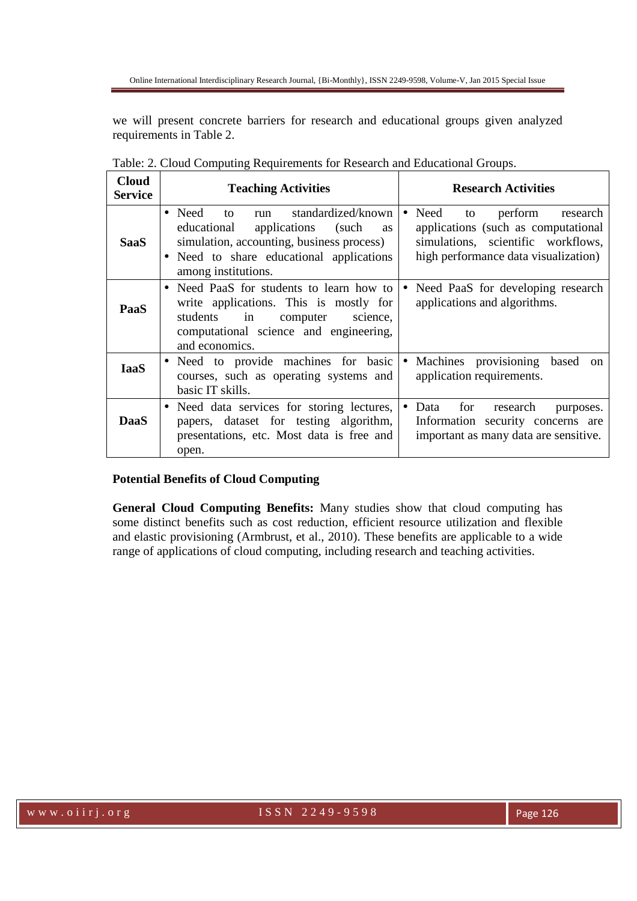we will present concrete barriers for research and educational groups given analyzed requirements in Table 2.

Table: 2. Cloud Computing Requirements for Research and Educational Groups.

| Cloud Service | Teaching Activities | Research Activities |
|---|---|---|
| **SaaS** | • Need to run standardized/known educational applications (such as simulation, accounting, business process)<br>• Need to share educational applications among institutions. | • Need to perform research applications (such as computational simulations, scientific workflows, high performance data visualization) |
| **PaaS** | • Need PaaS for students to learn how to write applications. This is mostly for students in computer science, computational science and engineering, and economics. | • Need PaaS for developing research applications and algorithms. |
| **IaaS** | • Need to provide machines for basic courses, such as operating systems and basic IT skills. | • Machines provisioning based on application requirements. |
| **DaaS** | • Need data services for storing lectures, papers, dataset for testing algorithm, presentations, etc. Most data is free and open. | • Data for research purposes. Information security concerns are important as many data are sensitive. |

**Potential Benefits of Cloud Computing**

**General Cloud Computing Benefits:** Many studies show that cloud computing has some distinct benefits such as cost reduction, efficient resource utilization and flexible and elastic provisioning (Armbrust, et al., 2010). These benefits are applicable to a wide range of applications of cloud computing, including research and teaching activities.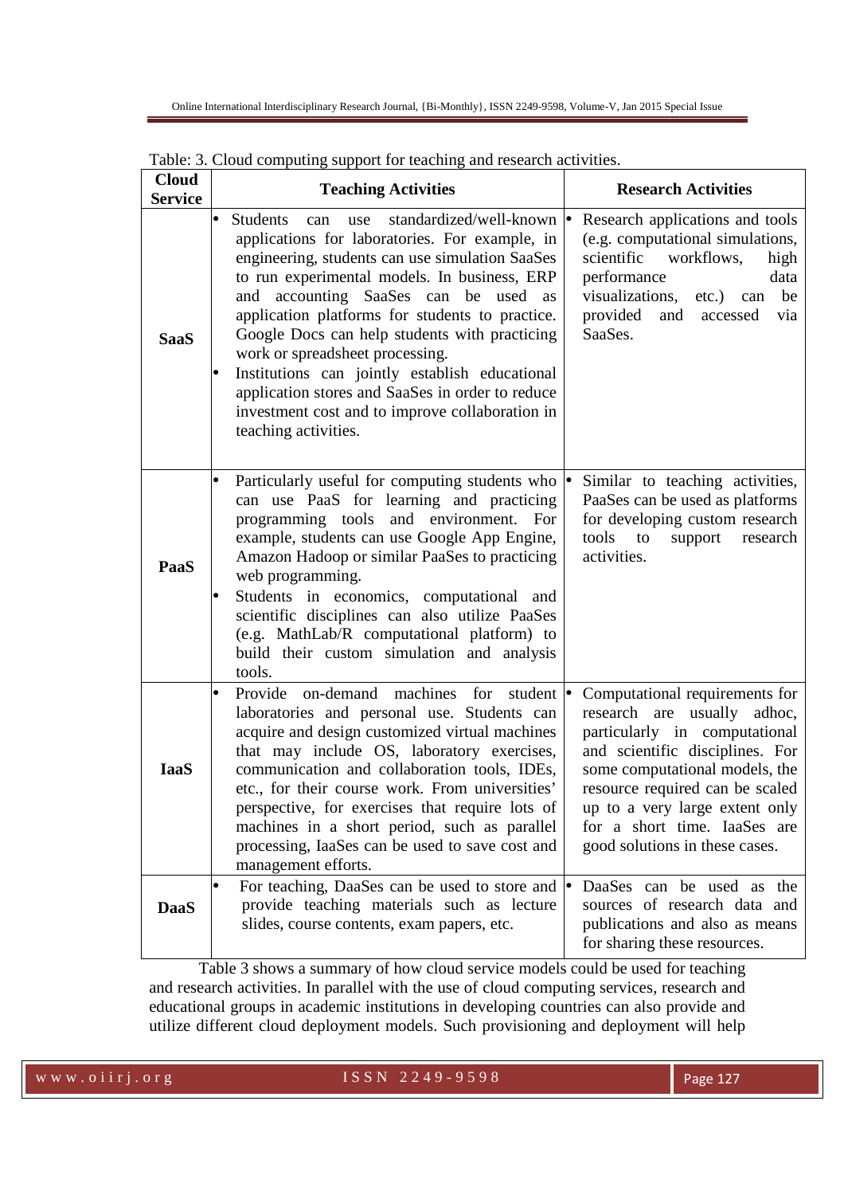Table: 3. Cloud computing support for teaching and research activities.

| Cloud Service | Teaching Activities | Research Activities |
|---|---|---|
| **SaaS** | • Students can use standardized/well-known applications for laboratories. For example, in engineering, students can use simulation SaaSes to run experimental models. In business, ERP and accounting SaaSes can be used as application platforms for students to practice. Google Docs can help students with practicing work or spreadsheet processing.<br>• Institutions can jointly establish educational application stores and SaaSes in order to reduce investment cost and to improve collaboration in teaching activities. | • Research applications and tools (e.g. computational simulations, scientific workflows, high performance data visualizations, etc.) can be provided and accessed via SaaSes. |
| **PaaS** | • Particularly useful for computing students who can use PaaS for learning and practicing programming tools and environment. For example, students can use Google App Engine, Amazon Hadoop or similar PaaSes to practicing web programming.<br>• Students in economics, computational and scientific disciplines can also utilize PaaSes (e.g. MathLab/R computational platform) to build their custom simulation and analysis tools. | • Similar to teaching activities, PaaSes can be used as platforms for developing custom research tools to support research activities. |
| **IaaS** | • Provide on-demand machines for student laboratories and personal use. Students can acquire and design customized virtual machines that may include OS, laboratory exercises, communication and collaboration tools, IDEs, etc., for their course work. From universities' perspective, for exercises that require lots of machines in a short period, such as parallel processing, IaaSes can be used to save cost and management efforts. | • Computational requirements for research are usually adhoc, particularly in computational and scientific disciplines. For some computational models, the resource required can be scaled up to a very large extent only for a short time. IaaSes are good solutions in these cases. |
| **DaaS** | • For teaching, DaaSes can be used to store and provide teaching materials such as lecture slides, course contents, exam papers, etc. | • DaaSes can be used as the sources of research data and publications and also as means for sharing these resources. |

Table 3 shows a summary of how cloud service models could be used for teaching and research activities. In parallel with the use of cloud computing services, research and educational groups in academic institutions in developing countries can also provide and utilize different cloud deployment models. Such provisioning and deployment will help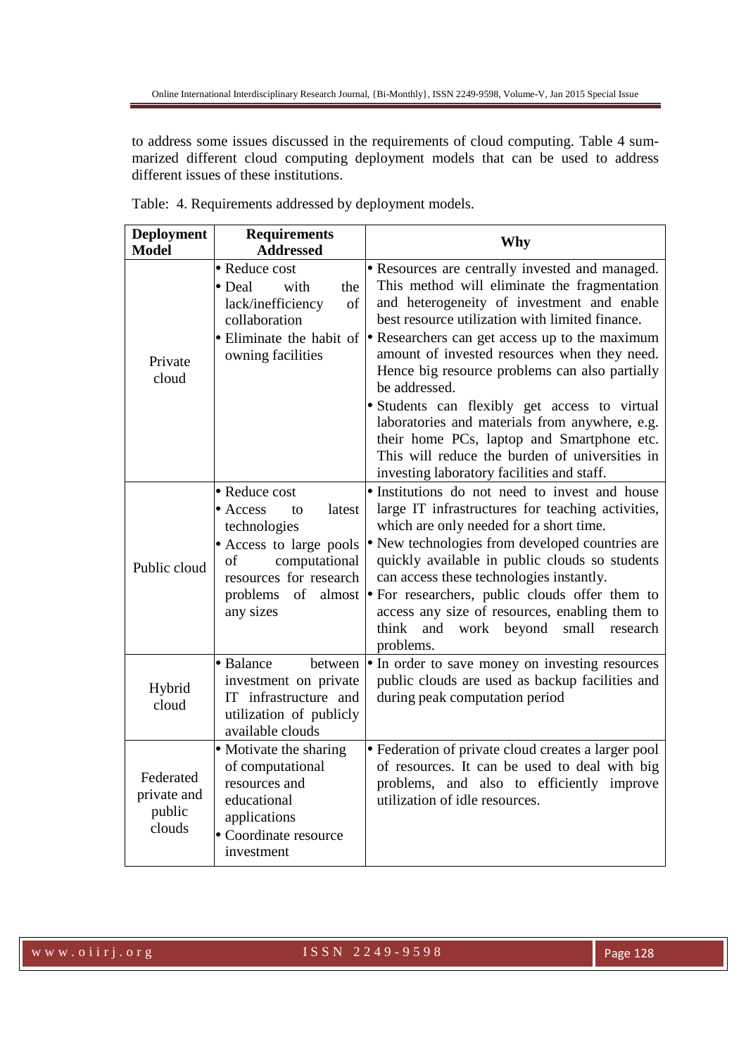to address some issues discussed in the requirements of cloud computing. Table 4 summarized different cloud computing deployment models that can be used to address different issues of these institutions.

Table: 4. Requirements addressed by deployment models.

| Deployment Model | Requirements Addressed | Why |
|---|---|---|
| Private cloud | • Reduce cost<br>• Deal with the lack/inefficiency of collaboration<br>• Eliminate the habit of owning facilities | • Resources are centrally invested and managed. This method will eliminate the fragmentation and heterogeneity of investment and enable best resource utilization with limited finance.<br>• Researchers can get access up to the maximum amount of invested resources when they need. Hence big resource problems can also partially be addressed.<br>• Students can flexibly get access to virtual laboratories and materials from anywhere, e.g. their home PCs, laptop and Smartphone etc. This will reduce the burden of universities in investing laboratory facilities and staff. |
| Public cloud | • Reduce cost<br>• Access to latest technologies<br>• Access to large pools of computational resources for research problems of almost any sizes | • Institutions do not need to invest and house large IT infrastructures for teaching activities, which are only needed for a short time.<br>• New technologies from developed countries are quickly available in public clouds so students can access these technologies instantly.<br>• For researchers, public clouds offer them to access any size of resources, enabling them to think and work beyond small research problems. |
| Hybrid cloud | • Balance between investment on private IT infrastructure and utilization of publicly available clouds | • In order to save money on investing resources public clouds are used as backup facilities and during peak computation period |
| Federated private and public clouds | • Motivate the sharing of computational resources and educational applications<br>• Coordinate resource investment | • Federation of private cloud creates a larger pool of resources. It can be used to deal with big problems, and also to efficiently improve utilization of idle resources. |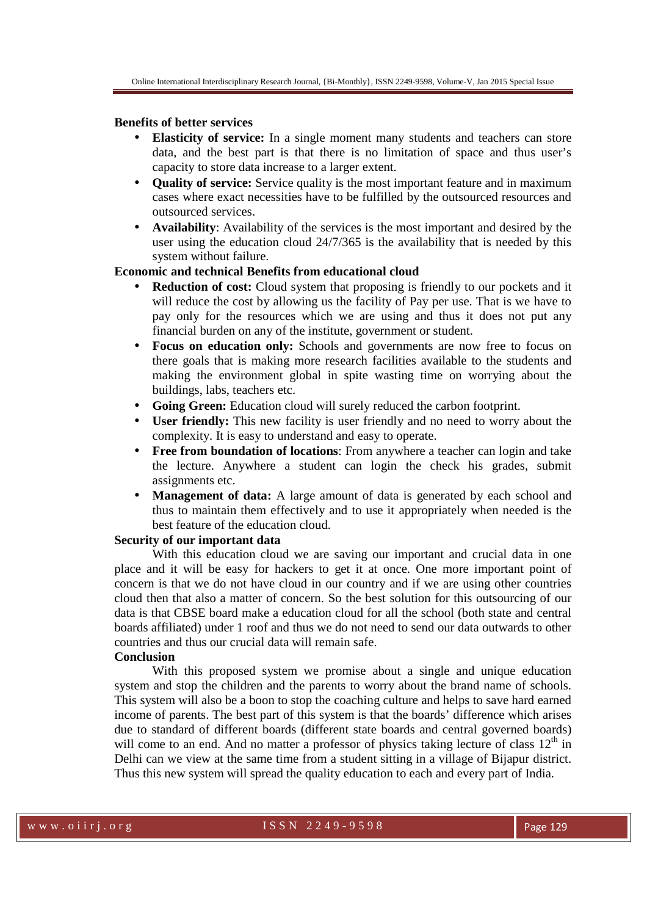**Benefits of better services**

- **Elasticity of service:** In a single moment many students and teachers can store data, and the best part is that there is no limitation of space and thus user's capacity to store data increase to a larger extent.
- **Quality of service:** Service quality is the most important feature and in maximum cases where exact necessities have to be fulfilled by the outsourced resources and outsourced services.
- **Availability**: Availability of the services is the most important and desired by the user using the education cloud 24/7/365 is the availability that is needed by this system without failure.

**Economic and technical Benefits from educational cloud**

- **Reduction of cost:** Cloud system that proposing is friendly to our pockets and it will reduce the cost by allowing us the facility of Pay per use. That is we have to pay only for the resources which we are using and thus it does not put any financial burden on any of the institute, government or student.
- **Focus on education only:** Schools and governments are now free to focus on there goals that is making more research facilities available to the students and making the environment global in spite wasting time on worrying about the buildings, labs, teachers etc.
- **Going Green:** Education cloud will surely reduced the carbon footprint.
- **User friendly:** This new facility is user friendly and no need to worry about the complexity. It is easy to understand and easy to operate.
- **Free from boundation of locations**: From anywhere a teacher can login and take the lecture. Anywhere a student can login the check his grades, submit assignments etc.
- **Management of data:** A large amount of data is generated by each school and thus to maintain them effectively and to use it appropriately when needed is the best feature of the education cloud.

**Security of our important data**

With this education cloud we are saving our important and crucial data in one place and it will be easy for hackers to get it at once. One more important point of concern is that we do not have cloud in our country and if we are using other countries cloud then that also a matter of concern. So the best solution for this outsourcing of our data is that CBSE board make a education cloud for all the school (both state and central boards affiliated) under 1 roof and thus we do not need to send our data outwards to other countries and thus our crucial data will remain safe.

**Conclusion**

With this proposed system we promise about a single and unique education system and stop the children and the parents to worry about the brand name of schools. This system will also be a boon to stop the coaching culture and helps to save hard earned income of parents. The best part of this system is that the boards' difference which arises due to standard of different boards (different state boards and central governed boards) will come to an end. And no matter a professor of physics taking lecture of class $12^{th}$ in Delhi can we view at the same time from a student sitting in a village of Bijapur district. Thus this new system will spread the quality education to each and every part of India.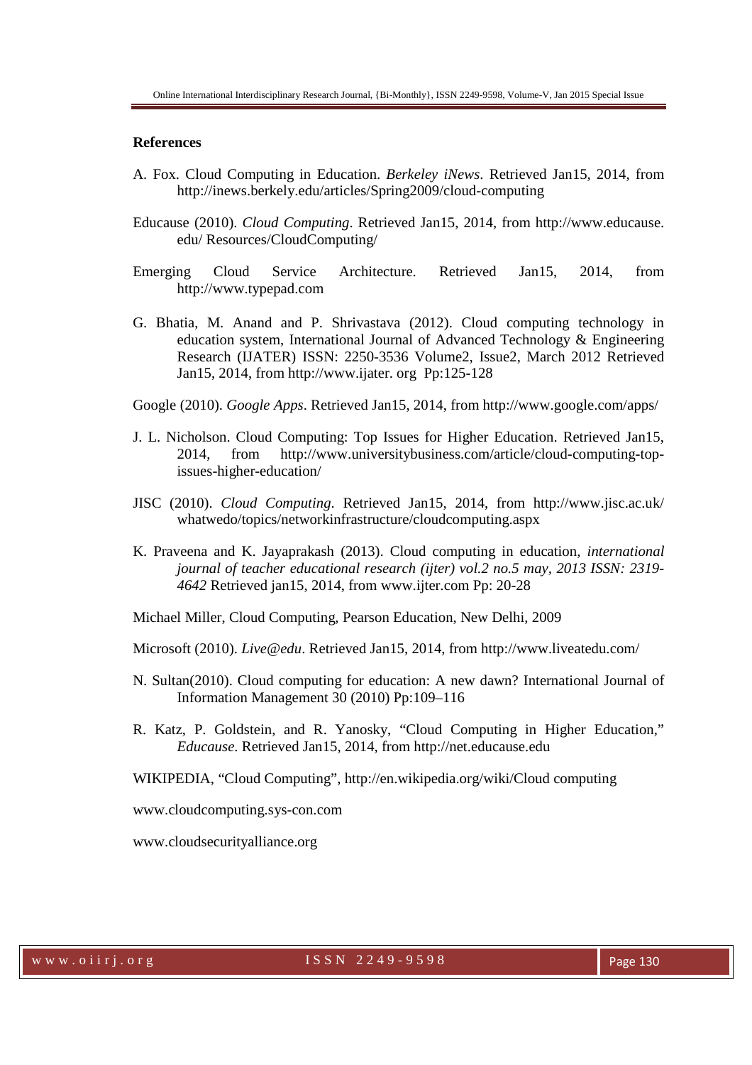## References

A. Fox. Cloud Computing in Education. *Berkeley iNews*. Retrieved Jan15, 2014, from http://inews.berkely.edu/articles/Spring2009/cloud-computing

Educause (2010). *Cloud Computing*. Retrieved Jan15, 2014, from http://www.educause.edu/ Resources/CloudComputing/

Emerging Cloud Service Architecture. Retrieved Jan15, 2014, from http://www.typepad.com

G. Bhatia, M. Anand and P. Shrivastava (2012). Cloud computing technology in education system, International Journal of Advanced Technology & Engineering Research (IJATER) ISSN: 2250-3536 Volume2, Issue2, March 2012 Retrieved Jan15, 2014, from http://www.ijater. org Pp:125-128

Google (2010). *Google Apps*. Retrieved Jan15, 2014, from http://www.google.com/apps/

J. L. Nicholson. Cloud Computing: Top Issues for Higher Education. Retrieved Jan15, 2014, from http://www.universitybusiness.com/article/cloud-computing-top-issues-higher-education/

JISC (2010). *Cloud Computing*. Retrieved Jan15, 2014, from http://www.jisc.ac.uk/ whatwedo/topics/networkinfrastructure/cloudcomputing.aspx

K. Praveena and K. Jayaprakash (2013). Cloud computing in education, *international journal of teacher educational research (ijter) vol.2 no.5 may, 2013 ISSN: 2319-4642* Retrieved jan15, 2014, from www.ijter.com Pp: 20-28

Michael Miller, Cloud Computing, Pearson Education, New Delhi, 2009

Microsoft (2010). *Live@edu*. Retrieved Jan15, 2014, from http://www.liveatedu.com/

N. Sultan(2010). Cloud computing for education: A new dawn? International Journal of Information Management 30 (2010) Pp:109–116

R. Katz, P. Goldstein, and R. Yanosky, "Cloud Computing in Higher Education," *Educause*. Retrieved Jan15, 2014, from http://net.educause.edu

WIKIPEDIA, "Cloud Computing", http://en.wikipedia.org/wiki/Cloud computing

www.cloudcomputing.sys-con.com

www.cloudsecurityalliance.org